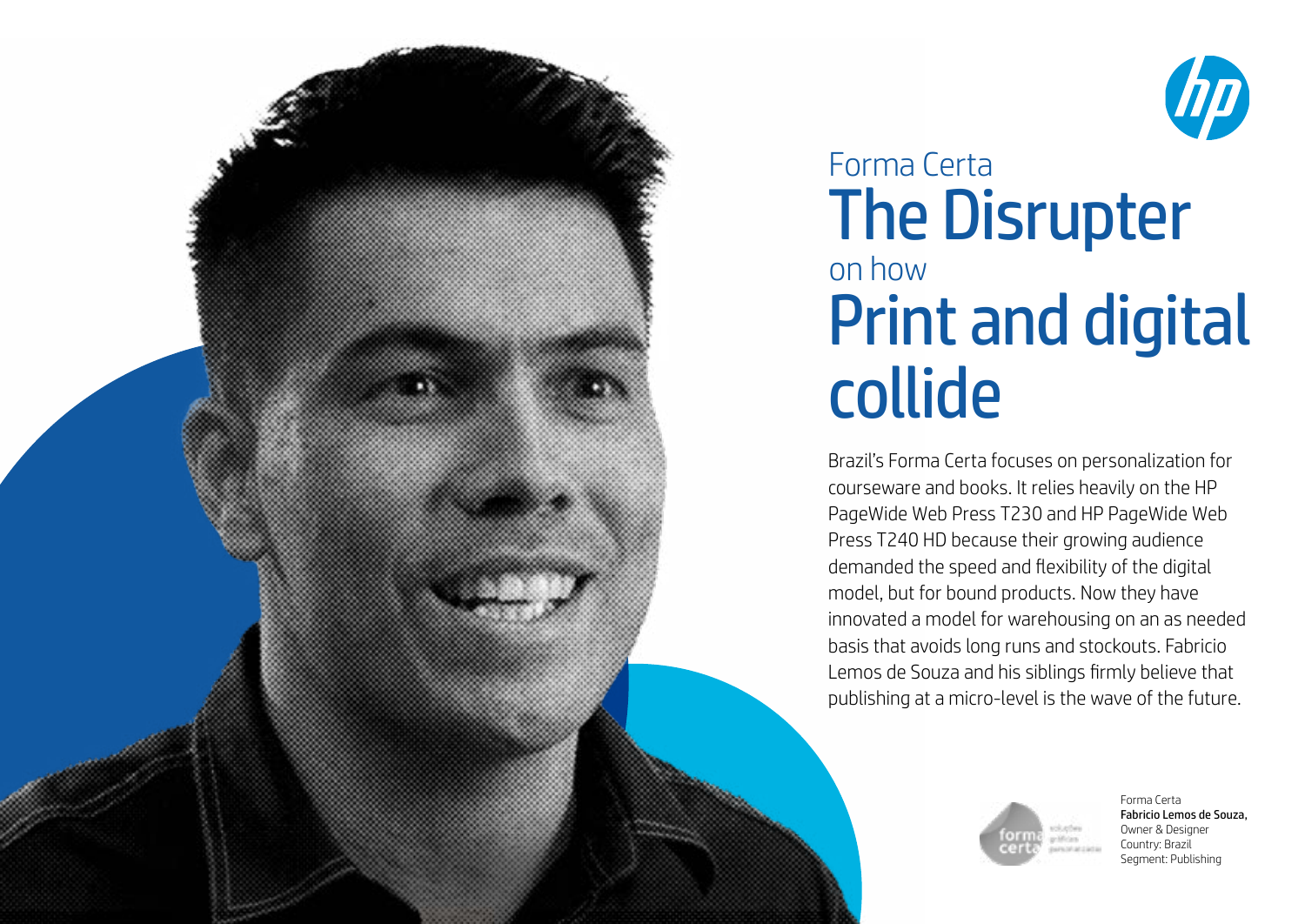Forma Certa

# The Disrupter

on how

# Print and digital collide

Brazil's Forma Certa focuses on personalization for courseware and books. It relies heavily on the HP PageWide Web Press T230 and HP PageWide Web Press T240 HD because their growing audience demanded the speed and flexibility of the digital model, but for bound products. Now they have innovated a model for warehousing on an as needed basis that avoids long runs and stockouts. Fabricio Lemos de Souza and his siblings firmly believe that publishing at a micro-level is the wave of the future.

Forma Certa
**Fabricio Lemos de Souza,**
Owner & Designer
Country: Brazil
Segment: Publishing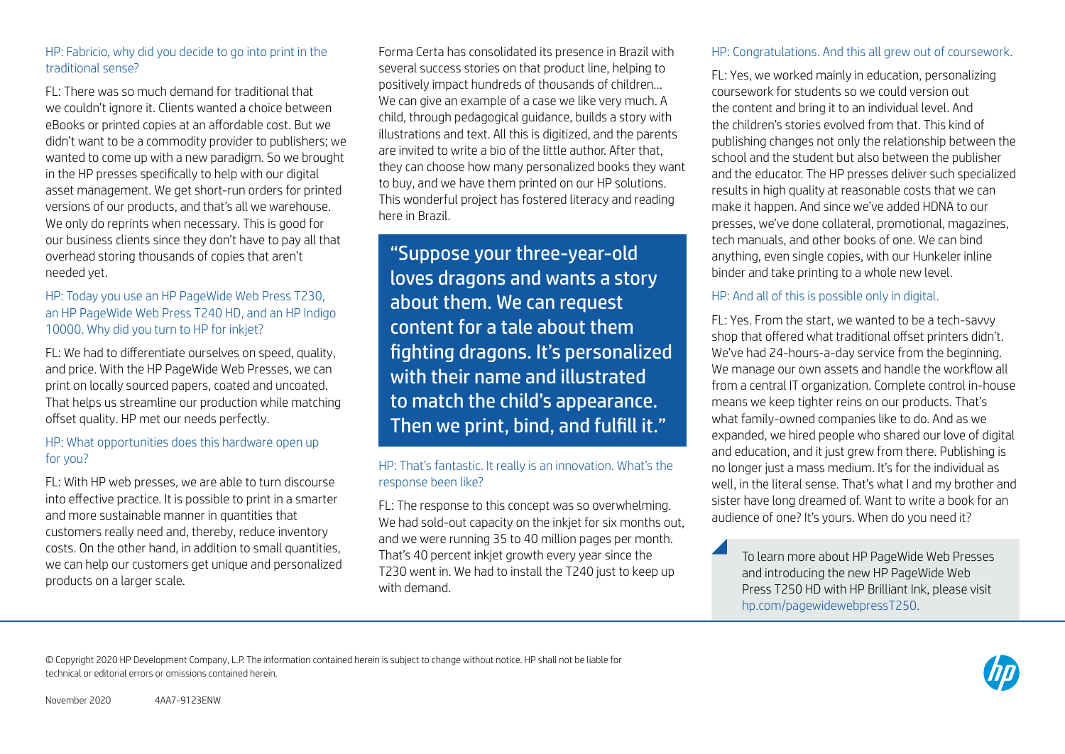**HP: Fabricio, why did you decide to go into print in the traditional sense?**

FL: There was so much demand for traditional that we couldn't ignore it. Clients wanted a choice between eBooks or printed copies at an affordable cost. But we didn't want to be a commodity provider to publishers; we wanted to come up with a new paradigm. So we brought in the HP presses specifically to help with our digital asset management. We get short-run orders for printed versions of our products, and that's all we warehouse. We only do reprints when necessary. This is good for our business clients since they don't have to pay all that overhead storing thousands of copies that aren't needed yet.

**HP: Today you use an HP PageWide Web Press T230, an HP PageWide Web Press T240 HD, and an HP Indigo 10000. Why did you turn to HP for inkjet?**

FL: We had to differentiate ourselves on speed, quality, and price. With the HP PageWide Web Presses, we can print on locally sourced papers, coated and uncoated. That helps us streamline our production while matching offset quality. HP met our needs perfectly.

**HP: What opportunities does this hardware open up for you?**

FL: With HP web presses, we are able to turn discourse into effective practice. It is possible to print in a smarter and more sustainable manner in quantities that customers really need and, thereby, reduce inventory costs. On the other hand, in addition to small quantities, we can help our customers get unique and personalized products on a larger scale.

Forma Certa has consolidated its presence in Brazil with several success stories on that product line, helping to positively impact hundreds of thousands of children… We can give an example of a case we like very much. A child, through pedagogical guidance, builds a story with illustrations and text. All this is digitized, and the parents are invited to write a bio of the little author. After that, they can choose how many personalized books they want to buy, and we have them printed on our HP solutions. This wonderful project has fostered literacy and reading here in Brazil.

> "Suppose your three-year-old loves dragons and wants a story about them. We can request content for a tale about them fighting dragons. It's personalized with their name and illustrated to match the child's appearance. Then we print, bind, and fulfill it."

**HP: That's fantastic. It really is an innovation. What's the response been like?**

FL: The response to this concept was so overwhelming. We had sold-out capacity on the inkjet for six months out, and we were running 35 to 40 million pages per month. That's 40 percent inkjet growth every year since the T230 went in. We had to install the T240 just to keep up with demand.

**HP: Congratulations. And this all grew out of coursework.**

FL: Yes, we worked mainly in education, personalizing coursework for students so we could version out the content and bring it to an individual level. And the children's stories evolved from that. This kind of publishing changes not only the relationship between the school and the student but also between the publisher and the educator. The HP presses deliver such specialized results in high quality at reasonable costs that we can make it happen. And since we've added HDNA to our presses, we've done collateral, promotional, magazines, tech manuals, and other books of one. We can bind anything, even single copies, with our Hunkeler inline binder and take printing to a whole new level.

**HP: And all of this is possible only in digital.**

FL: Yes. From the start, we wanted to be a tech-savvy shop that offered what traditional offset printers didn't. We've had 24-hours-a-day service from the beginning. We manage our own assets and handle the workflow all from a central IT organization. Complete control in-house means we keep tighter reins on our products. That's what family-owned companies like to do. And as we expanded, we hired people who shared our love of digital and education, and it just grew from there. Publishing is no longer just a mass medium. It's for the individual as well, in the literal sense. That's what I and my brother and sister have long dreamed of. Want to write a book for an audience of one? It's yours. When do you need it?

To learn more about HP PageWide Web Presses and introducing the new HP PageWide Web Press T250 HD with HP Brilliant Ink, please visit hp.com/pagewidewebpressT250.

© Copyright 2020 HP Development Company, L.P. The information contained herein is subject to change without notice. HP shall not be liable for technical or editorial errors or omissions contained herein.

November 2020 4AA7-9123ENW